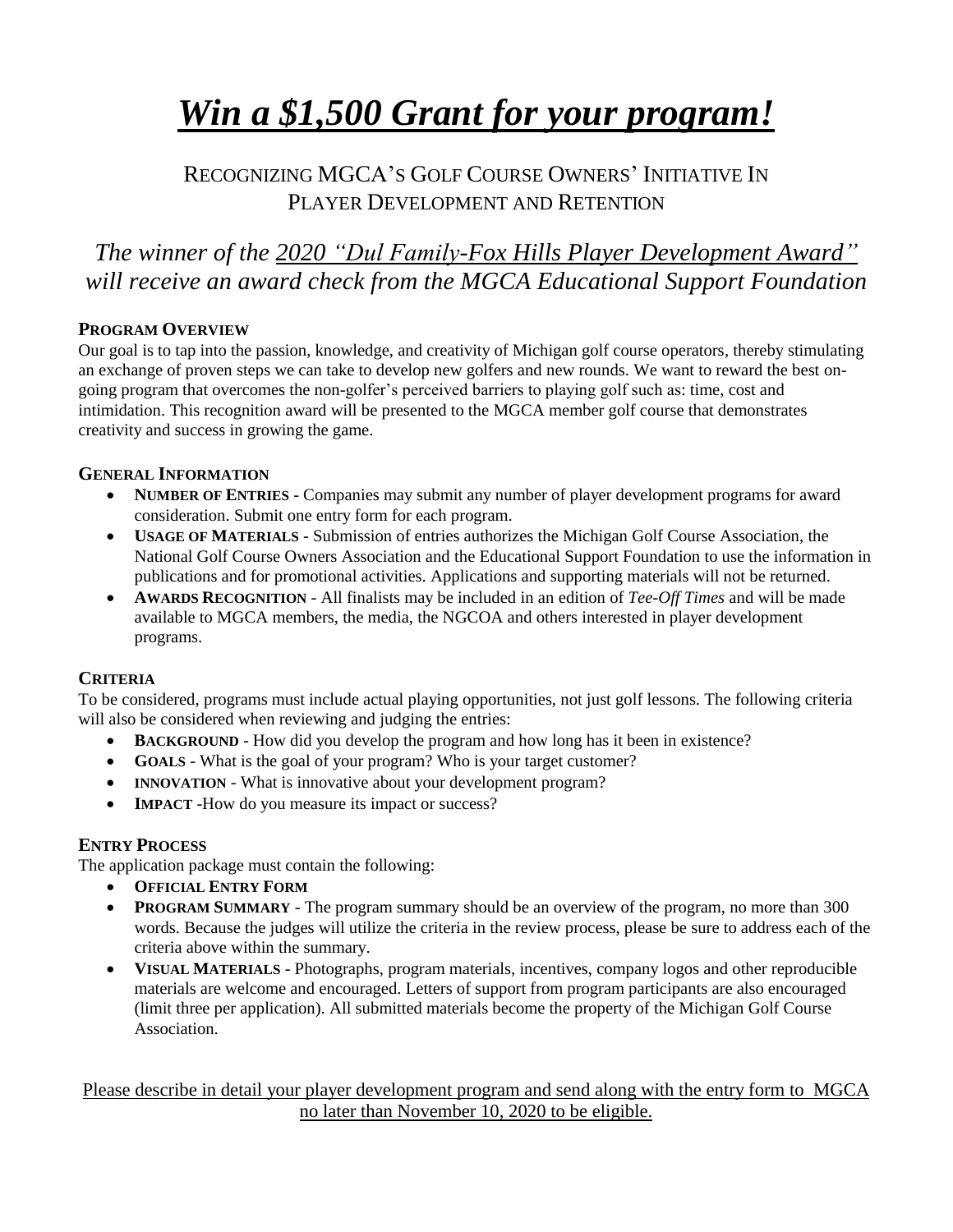# ***Win a $1,500 Grant for your program!***

## RECOGNIZING MGCA'S GOLF COURSE OWNERS' INITIATIVE IN PLAYER DEVELOPMENT AND RETENTION

*The winner of the 2020 "Dul Family-Fox Hills Player Development Award" will receive an award check from the MGCA Educational Support Foundation*

### PROGRAM OVERVIEW

Our goal is to tap into the passion, knowledge, and creativity of Michigan golf course operators, thereby stimulating an exchange of proven steps we can take to develop new golfers and new rounds. We want to reward the best on-going program that overcomes the non-golfer's perceived barriers to playing golf such as: time, cost and intimidation. This recognition award will be presented to the MGCA member golf course that demonstrates creativity and success in growing the game.

### GENERAL INFORMATION

- **NUMBER OF ENTRIES** - Companies may submit any number of player development programs for award consideration. Submit one entry form for each program.
- **USAGE OF MATERIALS** - Submission of entries authorizes the Michigan Golf Course Association, the National Golf Course Owners Association and the Educational Support Foundation to use the information in publications and for promotional activities. Applications and supporting materials will not be returned.
- **AWARDS RECOGNITION** - All finalists may be included in an edition of *Tee-Off Times* and will be made available to MGCA members, the media, the NGCOA and others interested in player development programs.

### CRITERIA

To be considered, programs must include actual playing opportunities, not just golf lessons. The following criteria will also be considered when reviewing and judging the entries:

- **BACKGROUND** - How did you develop the program and how long has it been in existence?
- **GOALS** - What is the goal of your program? Who is your target customer?
- **INNOVATION** - What is innovative about your development program?
- **IMPACT** -How do you measure its impact or success?

### ENTRY PROCESS

The application package must contain the following:

- **OFFICIAL ENTRY FORM**
- **PROGRAM SUMMARY** - The program summary should be an overview of the program, no more than 300 words. Because the judges will utilize the criteria in the review process, please be sure to address each of the criteria above within the summary.
- **VISUAL MATERIALS** - Photographs, program materials, incentives, company logos and other reproducible materials are welcome and encouraged. Letters of support from program participants are also encouraged (limit three per application). All submitted materials become the property of the Michigan Golf Course Association.

Please describe in detail your player development program and send along with the entry form to MGCA no later than November 10, 2020 to be eligible.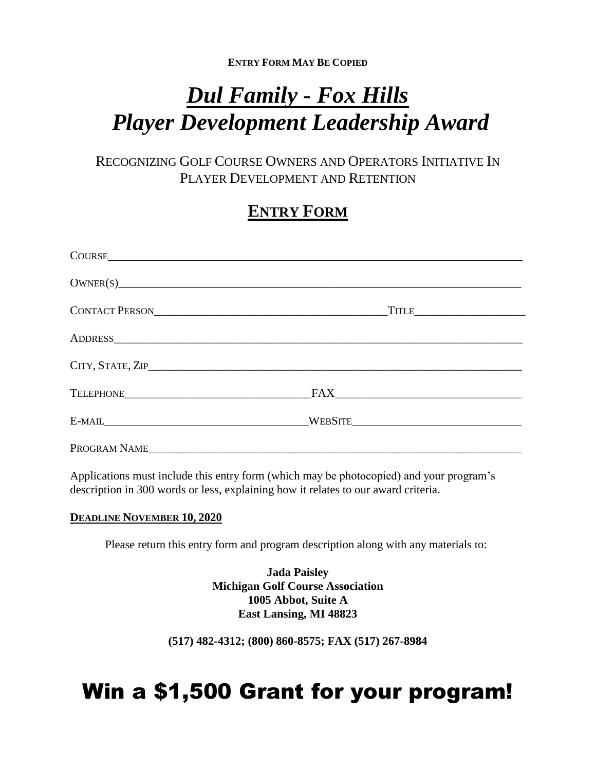**ENTRY FORM MAY BE COPIED**

# *Dul Family - Fox Hills*
# *Player Development Leadership Award*

RECOGNIZING GOLF COURSE OWNERS AND OPERATORS INITIATIVE IN PLAYER DEVELOPMENT AND RETENTION

## ENTRY FORM

COURSE_______________________________________________________________________

OWNER(S)_____________________________________________________________________

CONTACT PERSON_________________________________________TITLE___________________

ADDRESS______________________________________________________________________

CITY, STATE, ZIP_______________________________________________________________

TELEPHONE________________________________FAX_______________________________

E-MAIL___________________________________WEBSITE____________________________

PROGRAM NAME_________________________________________________________________

Applications must include this entry form (which may be photocopied) and your program's description in 300 words or less, explaining how it relates to our award criteria.

**DEADLINE NOVEMBER 10, 2020**

Please return this entry form and program description along with any materials to:

**Jada Paisley**
**Michigan Golf Course Association**
**1005 Abbot, Suite A**
**East Lansing, MI 48823**

**(517) 482-4312; (800) 860-8575; FAX (517) 267-8984**

# Win a $1,500 Grant for your program!